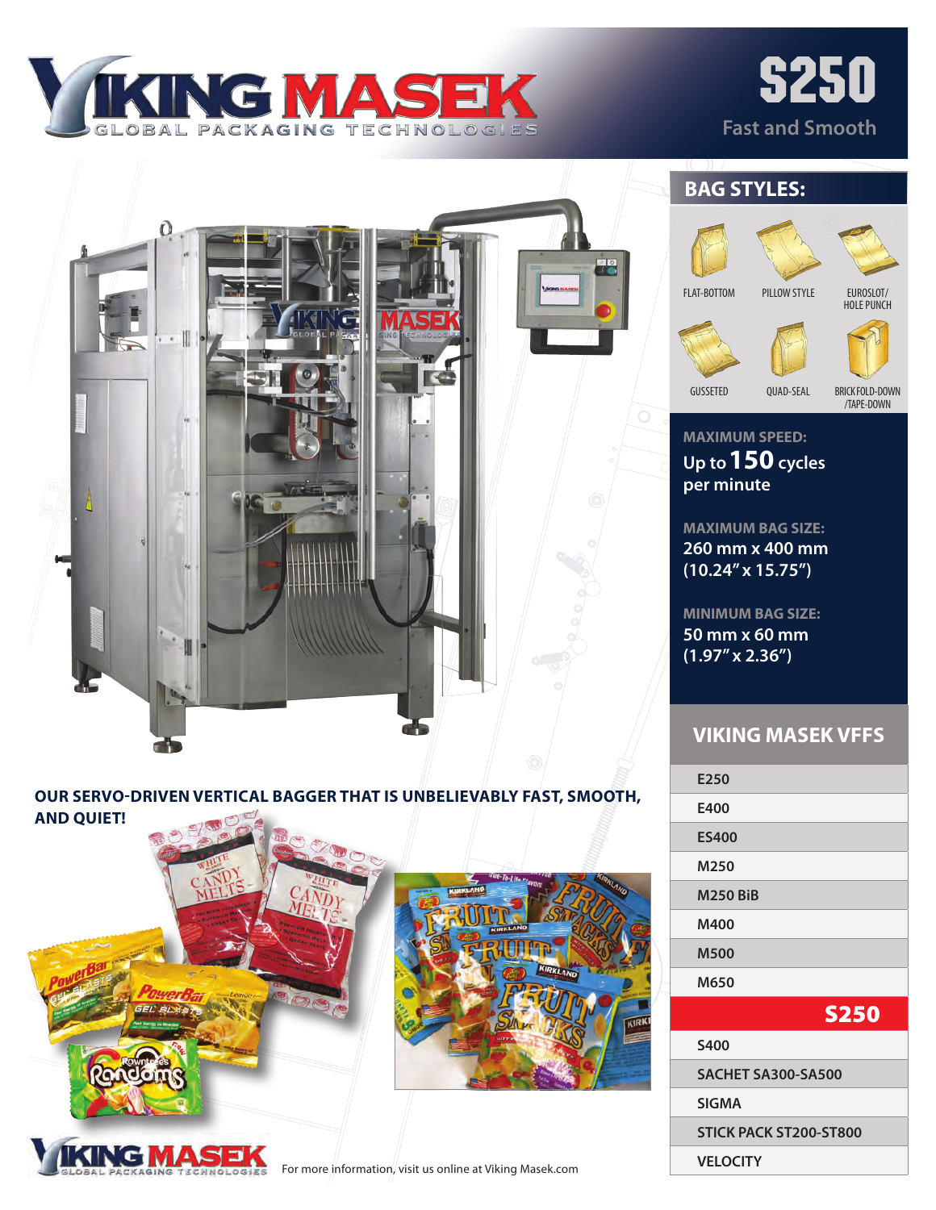# S250

Fast and Smooth

## BAG STYLES:

- FLAT-BOTTOM
- PILLOW STYLE
- EUROSLOT/ HOLE PUNCH
- GUSSETED
- QUAD-SEAL
- BRICK FOLD-DOWN /TAPE-DOWN

**MAXIMUM SPEED:**
Up to **150** cycles per minute

**MAXIMUM BAG SIZE:**
260 mm x 400 mm
(10.24" x 15.75")

**MINIMUM BAG SIZE:**
50 mm x 60 mm
(1.97" x 2.36")

## VIKING MASEK VFFS

- E250
- E400
- ES400
- M250
- M250 BiB
- M400
- M500
- M650
- **S250**
- S400
- SACHET SA300-SA500
- SIGMA
- STICK PACK ST200-ST800
- VELOCITY

**OUR SERVO-DRIVEN VERTICAL BAGGER THAT IS UNBELIEVABLY FAST, SMOOTH, AND QUIET!**

For more information, visit us online at Viking Masek.com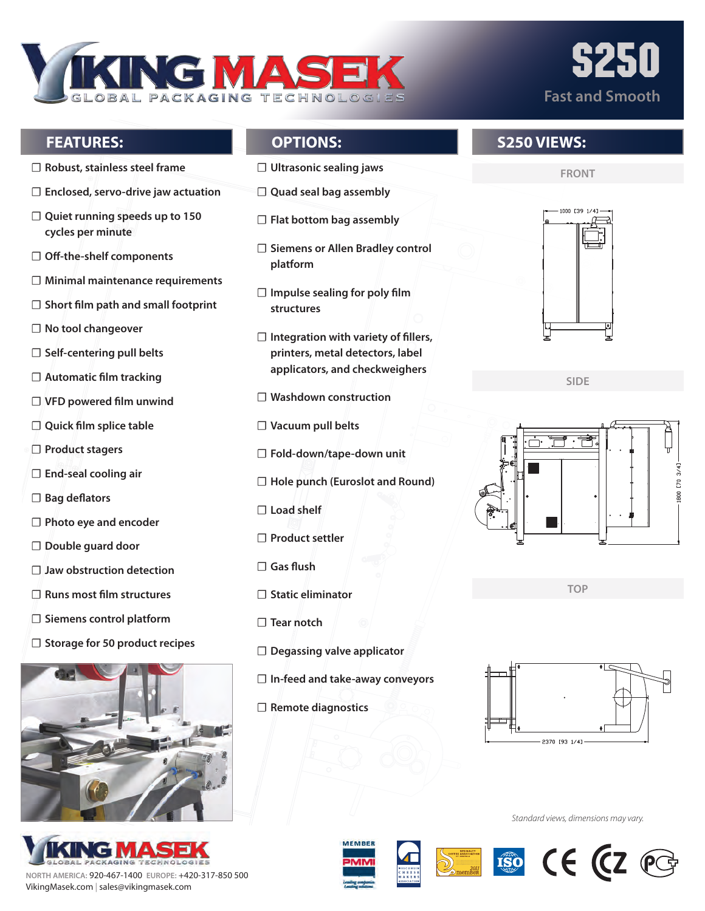# VIKING MASEK

GLOBAL PACKAGING TECHNOLOGIES

# S250

Fast and Smooth

## FEATURES:

- ☐ Robust, stainless steel frame
- ☐ Enclosed, servo-drive jaw actuation
- ☐ Quiet running speeds up to 150 cycles per minute
- ☐ Off-the-shelf components
- ☐ Minimal maintenance requirements
- ☐ Short film path and small footprint
- ☐ No tool changeover
- ☐ Self-centering pull belts
- ☐ Automatic film tracking
- ☐ VFD powered film unwind
- ☐ Quick film splice table
- ☐ Product stagers
- ☐ End-seal cooling air
- ☐ Bag deflators
- ☐ Photo eye and encoder
- ☐ Double guard door
- ☐ Jaw obstruction detection
- ☐ Runs most film structures
- ☐ Siemens control platform
- ☐ Storage for 50 product recipes

## OPTIONS:

- ☐ Ultrasonic sealing jaws
- ☐ Quad seal bag assembly
- ☐ Flat bottom bag assembly
- ☐ Siemens or Allen Bradley control platform
- ☐ Impulse sealing for poly film structures
- ☐ Integration with variety of fillers, printers, metal detectors, label applicators, and checkweighers
- ☐ Washdown construction
- ☐ Vacuum pull belts
- ☐ Fold-down/tape-down unit
- ☐ Hole punch (Euroslot and Round)
- ☐ Load shelf
- ☐ Product settler
- ☐ Gas flush
- ☐ Static eliminator
- ☐ Tear notch
- ☐ Degassing valve applicator
- ☐ In-feed and take-away conveyors
- ☐ Remote diagnostics

## S250 VIEWS:

FRONT

1000 [39 1/4]

SIDE

1800 [70 3/4]

TOP

2370 [93 1/4]

*Standard views, dimensions may vary.*

VIKING MASEK
GLOBAL PACKAGING TECHNOLOGIES

NORTH AMERICA: 920-467-1400 EUROPE: +420-317-850 500
VikingMasek.com | sales@vikingmasek.com

MEMBER PMMI — Wisconsin Cheese Makers Association — Specialty Coffee Association of America 2011 member — ISO — CE